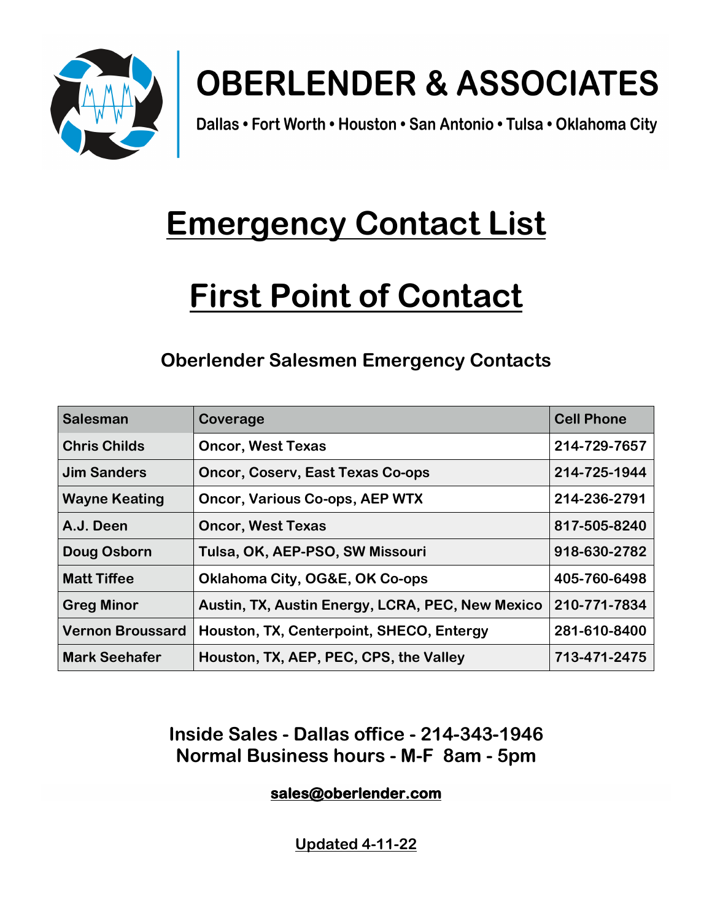# OBERLENDER & ASSOCIATES

Dallas • Fort Worth • Houston • San Antonio • Tulsa • Oklahoma City

# Emergency Contact List

# First Point of Contact

## Oberlender Salesmen Emergency Contacts

| Salesman | Coverage | Cell Phone |
|---|---|---|
| Chris Childs | Oncor, West Texas | 214-729-7657 |
| Jim Sanders | Oncor, Coserv, East Texas Co-ops | 214-725-1944 |
| Wayne Keating | Oncor, Various Co-ops, AEP WTX | 214-236-2791 |
| A.J. Deen | Oncor, West Texas | 817-505-8240 |
| Doug Osborn | Tulsa, OK, AEP-PSO, SW Missouri | 918-630-2782 |
| Matt Tiffee | Oklahoma City, OG&E, OK Co-ops | 405-760-6498 |
| Greg Minor | Austin, TX, Austin Energy, LCRA, PEC, New Mexico | 210-771-7834 |
| Vernon Broussard | Houston, TX, Centerpoint, SHECO, Entergy | 281-610-8400 |
| Mark Seehafer | Houston, TX, AEP, PEC, CPS, the Valley | 713-471-2475 |

**Inside Sales - Dallas office - 214-343-1946**
**Normal Business hours - M-F 8am - 5pm**

**sales@oberlender.com**

**Updated 4-11-22**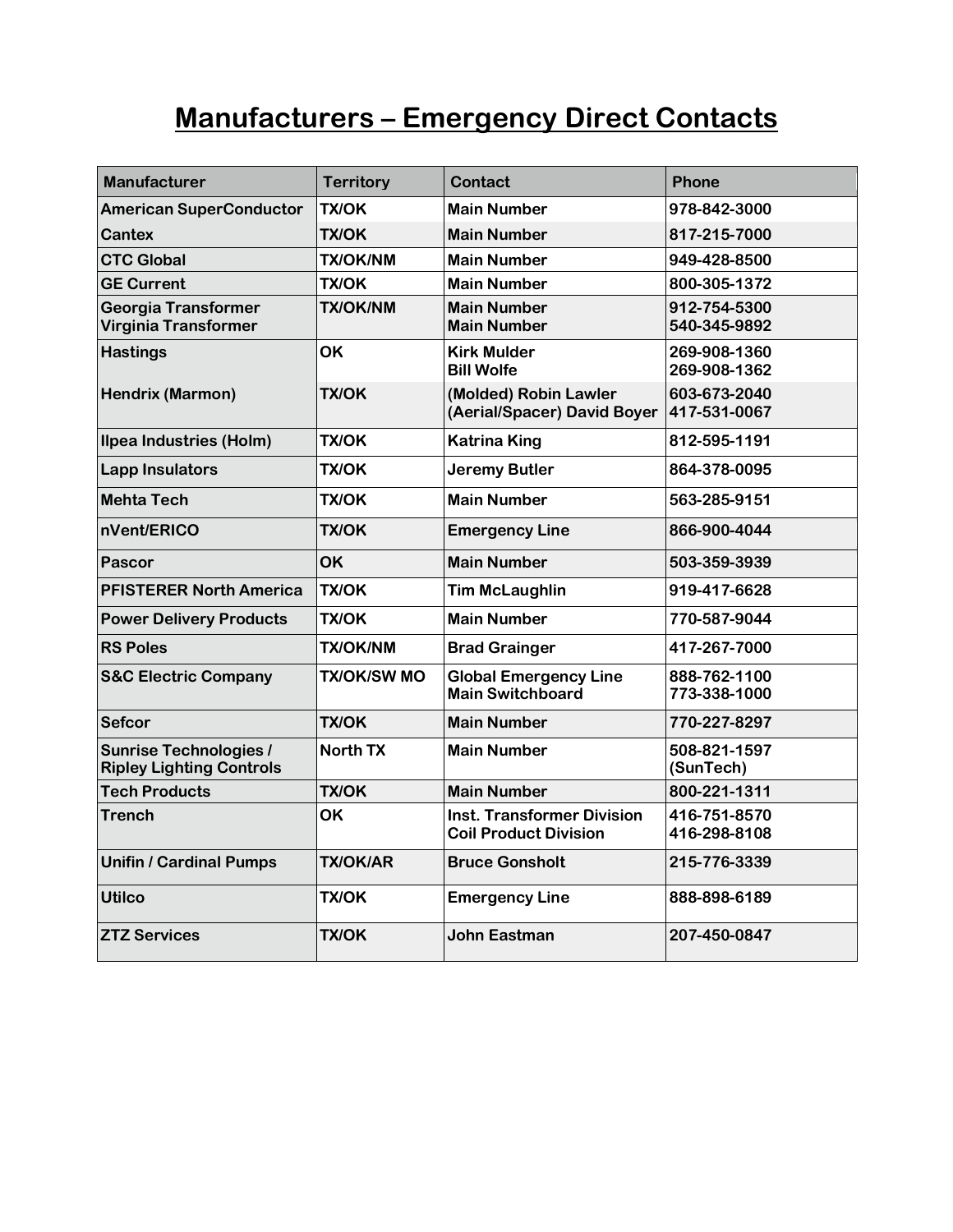# Manufacturers – Emergency Direct Contacts

| Manufacturer | Territory | Contact | Phone |
|---|---|---|---|
| American SuperConductor | TX/OK | Main Number | 978-842-3000 |
| Cantex | TX/OK | Main Number | 817-215-7000 |
| CTC Global | TX/OK/NM | Main Number | 949-428-8500 |
| GE Current | TX/OK | Main Number | 800-305-1372 |
| Georgia Transformer<br>Virginia Transformer | TX/OK/NM | Main Number<br>Main Number | 912-754-5300<br>540-345-9892 |
| Hastings | OK | Kirk Mulder<br>Bill Wolfe | 269-908-1360<br>269-908-1362 |
| Hendrix (Marmon) | TX/OK | (Molded) Robin Lawler<br>(Aerial/Spacer) David Boyer | 603-673-2040<br>417-531-0067 |
| Ilpea Industries (Holm) | TX/OK | Katrina King | 812-595-1191 |
| Lapp Insulators | TX/OK | Jeremy Butler | 864-378-0095 |
| Mehta Tech | TX/OK | Main Number | 563-285-9151 |
| nVent/ERICO | TX/OK | Emergency Line | 866-900-4044 |
| Pascor | OK | Main Number | 503-359-3939 |
| PFISTERER North America | TX/OK | Tim McLaughlin | 919-417-6628 |
| Power Delivery Products | TX/OK | Main Number | 770-587-9044 |
| RS Poles | TX/OK/NM | Brad Grainger | 417-267-7000 |
| S&C Electric Company | TX/OK/SW MO | Global Emergency Line<br>Main Switchboard | 888-762-1100<br>773-338-1000 |
| Sefcor | TX/OK | Main Number | 770-227-8297 |
| Sunrise Technologies / Ripley Lighting Controls | North TX | Main Number | 508-821-1597 (SunTech) |
| Tech Products | TX/OK | Main Number | 800-221-1311 |
| Trench | OK | Inst. Transformer Division<br>Coil Product Division | 416-751-8570<br>416-298-8108 |
| Unifin / Cardinal Pumps | TX/OK/AR | Bruce Gonsholt | 215-776-3339 |
| Utilco | TX/OK | Emergency Line | 888-898-6189 |
| ZTZ Services | TX/OK | John Eastman | 207-450-0847 |